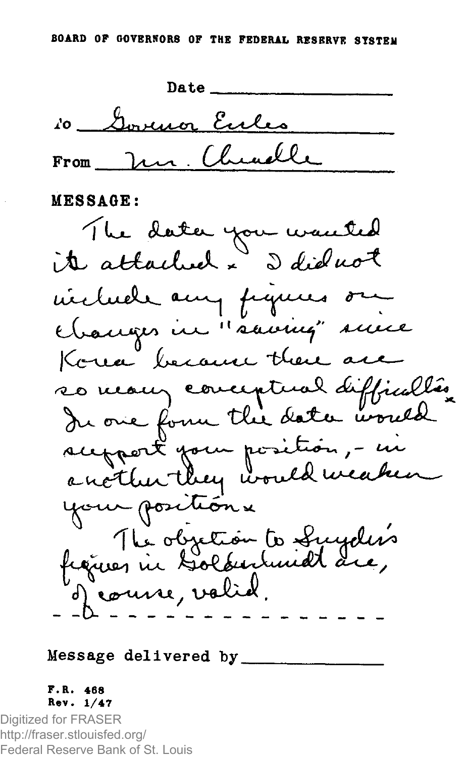BOARD OF GOVERNORS OF THE FEDERAL RESERVE SYSTEM

Date ____________________

To Governor Eccles

From Mr. Chandler

MESSAGE:

The data you wanted is attached. I did not include any figures on changes in "saving" since Korea because there are so many conceptual difficulties. In one form the data would support your position, - in another they would weaken your position.

The objection to Snyder's figures in Goldsmith are, of course, valid.

- - D - - - - - - - - - - - - - - - -

Message delivered by ______________

F.R. 468
Rev. 1/47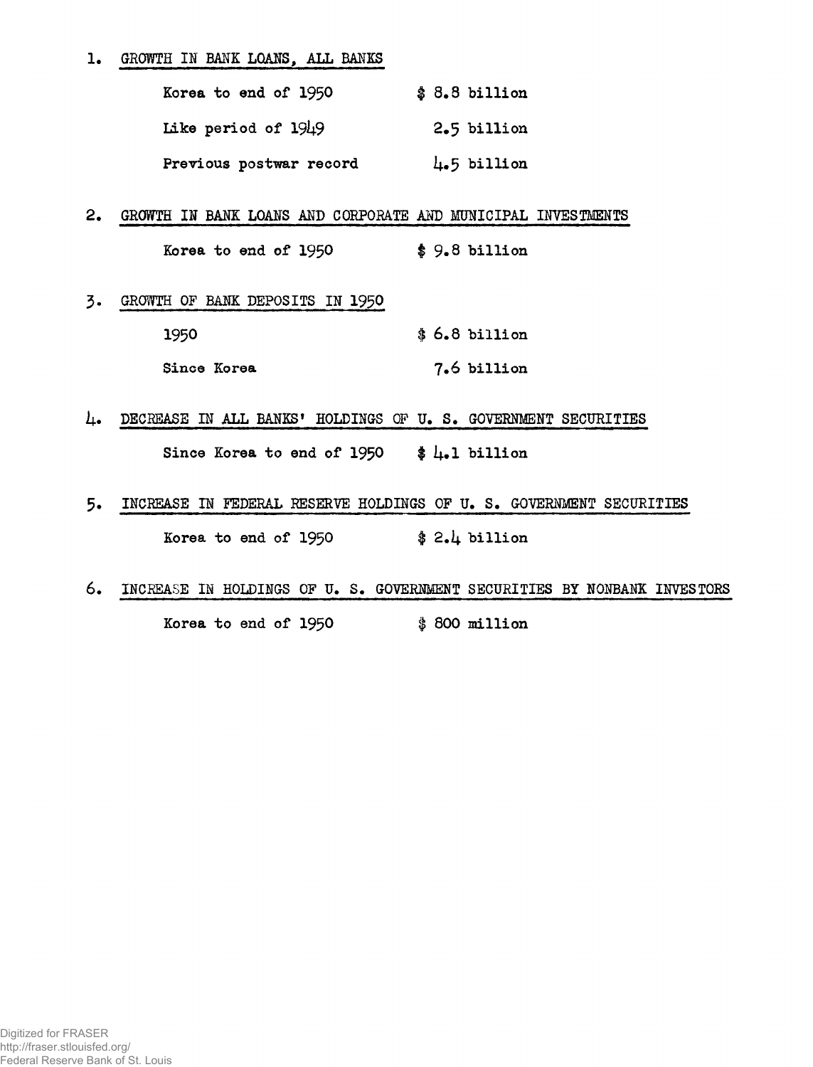1. GROWTH IN BANK LOANS, ALL BANKS

| | |
|---|---|
| Korea to end of 1950 | $ 8.8 billion |
| Like period of 1949 | 2.5 billion |
| Previous postwar record | 4.5 billion |

2. GROWTH IN BANK LOANS AND CORPORATE AND MUNICIPAL INVESTMENTS

| | |
|---|---|
| Korea to end of 1950 | $ 9.8 billion |

3. GROWTH OF BANK DEPOSITS IN 1950

| | |
|---|---|
| 1950 | $ 6.8 billion |
| Since Korea | 7.6 billion |

4. DECREASE IN ALL BANKS' HOLDINGS OF U. S. GOVERNMENT SECURITIES

| | |
|---|---|
| Since Korea to end of 1950 | $ 4.1 billion |

5. INCREASE IN FEDERAL RESERVE HOLDINGS OF U. S. GOVERNMENT SECURITIES

| | |
|---|---|
| Korea to end of 1950 | $ 2.4 billion |

6. INCREASE IN HOLDINGS OF U. S. GOVERNMENT SECURITIES BY NONBANK INVESTORS

| | |
|---|---|
| Korea to end of 1950 | $ 800 million |